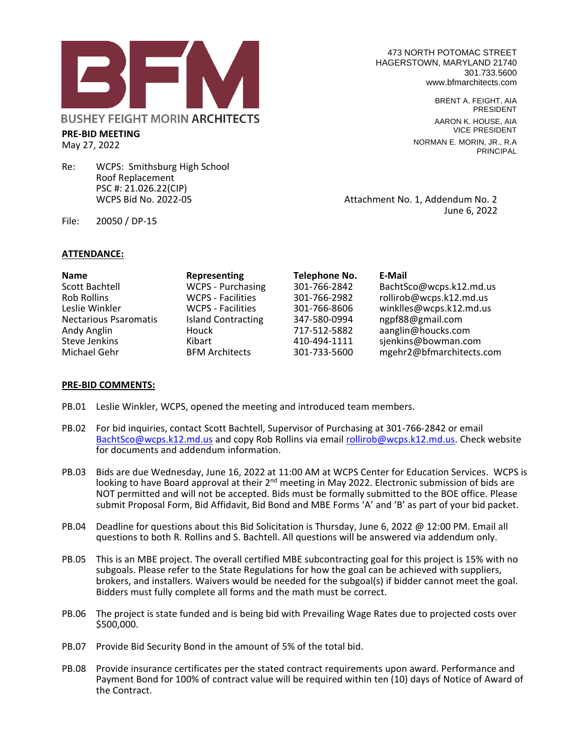# BUSHEY FEIGHT MORIN ARCHITECTS

473 NORTH POTOMAC STREET
HAGERSTOWN, MARYLAND 21740
301.733.5600
www.bfmarchitects.com

BRENT A. FEIGHT, AIA
PRESIDENT

AARON K. HOUSE, AIA
VICE PRESIDENT

NORMAN E. MORIN, JR., R.A
PRINCIPAL

**PRE-BID MEETING**
May 27, 2022

Re: WCPS: Smithsburg High School
Roof Replacement
PSC #: 21.026.22(CIP)
WCPS Bid No. 2022-05

Attachment No. 1, Addendum No. 2
June 6, 2022

File: 20050 / DP-15

**ATTENDANCE:**

| Name | Representing | Telephone No. | E-Mail |
|---|---|---|---|
| Scott Bachtell | WCPS - Purchasing | 301-766-2842 | BachtSco@wcps.k12.md.us |
| Rob Rollins | WCPS - Facilities | 301-766-2982 | rollirob@wcps.k12.md.us |
| Leslie Winkler | WCPS - Facilities | 301-766-8606 | winklles@wcps.k12.md.us |
| Nectarious Psaromatis | Island Contracting | 347-580-0994 | ngpf88@gmail.com |
| Andy Anglin | Houck | 717-512-5882 | aanglin@houcks.com |
| Steve Jenkins | Kibart | 410-494-1111 | sjenkins@bowman.com |
| Michael Gehr | BFM Architects | 301-733-5600 | mgehr2@bfmarchitects.com |

**PRE-BID COMMENTS:**

PB.01 Leslie Winkler, WCPS, opened the meeting and introduced team members.

PB.02 For bid inquiries, contact Scott Bachtell, Supervisor of Purchasing at 301-766-2842 or email BachtSco@wcps.k12.md.us and copy Rob Rollins via email rollirob@wcps.k12.md.us. Check website for documents and addendum information.

PB.03 Bids are due Wednesday, June 16, 2022 at 11:00 AM at WCPS Center for Education Services. WCPS is looking to have Board approval at their 2nd meeting in May 2022. Electronic submission of bids are NOT permitted and will not be accepted. Bids must be formally submitted to the BOE office. Please submit Proposal Form, Bid Affidavit, Bid Bond and MBE Forms 'A' and 'B' as part of your bid packet.

PB.04 Deadline for questions about this Bid Solicitation is Thursday, June 6, 2022 @ 12:00 PM. Email all questions to both R. Rollins and S. Bachtell. All questions will be answered via addendum only.

PB.05 This is an MBE project. The overall certified MBE subcontracting goal for this project is 15% with no subgoals. Please refer to the State Regulations for how the goal can be achieved with suppliers, brokers, and installers. Waivers would be needed for the subgoal(s) if bidder cannot meet the goal. Bidders must fully complete all forms and the math must be correct.

PB.06 The project is state funded and is being bid with Prevailing Wage Rates due to projected costs over $500,000.

PB.07 Provide Bid Security Bond in the amount of 5% of the total bid.

PB.08 Provide insurance certificates per the stated contract requirements upon award. Performance and Payment Bond for 100% of contract value will be required within ten (10) days of Notice of Award of the Contract.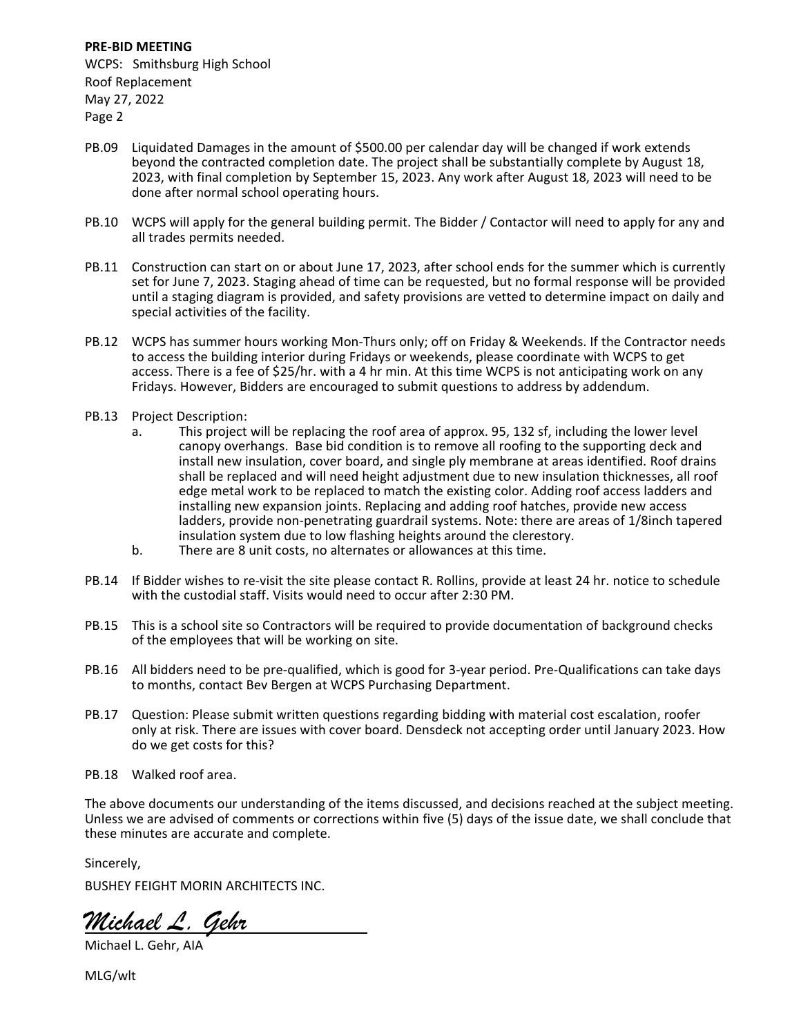**PRE-BID MEETING**
WCPS: Smithsburg High School
Roof Replacement
May 27, 2022
Page 2

PB.09 Liquidated Damages in the amount of $500.00 per calendar day will be changed if work extends beyond the contracted completion date. The project shall be substantially complete by August 18, 2023, with final completion by September 15, 2023. Any work after August 18, 2023 will need to be done after normal school operating hours.

PB.10 WCPS will apply for the general building permit. The Bidder / Contactor will need to apply for any and all trades permits needed.

PB.11 Construction can start on or about June 17, 2023, after school ends for the summer which is currently set for June 7, 2023. Staging ahead of time can be requested, but no formal response will be provided until a staging diagram is provided, and safety provisions are vetted to determine impact on daily and special activities of the facility.

PB.12 WCPS has summer hours working Mon-Thurs only; off on Friday & Weekends. If the Contractor needs to access the building interior during Fridays or weekends, please coordinate with WCPS to get access. There is a fee of $25/hr. with a 4 hr min. At this time WCPS is not anticipating work on any Fridays. However, Bidders are encouraged to submit questions to address by addendum.

PB.13 Project Description:

a. This project will be replacing the roof area of approx. 95, 132 sf, including the lower level canopy overhangs. Base bid condition is to remove all roofing to the supporting deck and install new insulation, cover board, and single ply membrane at areas identified. Roof drains shall be replaced and will need height adjustment due to new insulation thicknesses, all roof edge metal work to be replaced to match the existing color. Adding roof access ladders and installing new expansion joints. Replacing and adding roof hatches, provide new access ladders, provide non-penetrating guardrail systems. Note: there are areas of 1/8inch tapered insulation system due to low flashing heights around the clerestory.

b. There are 8 unit costs, no alternates or allowances at this time.

PB.14 If Bidder wishes to re-visit the site please contact R. Rollins, provide at least 24 hr. notice to schedule with the custodial staff. Visits would need to occur after 2:30 PM.

PB.15 This is a school site so Contractors will be required to provide documentation of background checks of the employees that will be working on site.

PB.16 All bidders need to be pre-qualified, which is good for 3-year period. Pre-Qualifications can take days to months, contact Bev Bergen at WCPS Purchasing Department.

PB.17 Question: Please submit written questions regarding bidding with material cost escalation, roofer only at risk. There are issues with cover board. Densdeck not accepting order until January 2023. How do we get costs for this?

PB.18 Walked roof area.

The above documents our understanding of the items discussed, and decisions reached at the subject meeting. Unless we are advised of comments or corrections within five (5) days of the issue date, we shall conclude that these minutes are accurate and complete.

Sincerely,

BUSHEY FEIGHT MORIN ARCHITECTS INC.

*Michael L. Gehr*

Michael L. Gehr, AIA

MLG/wlt